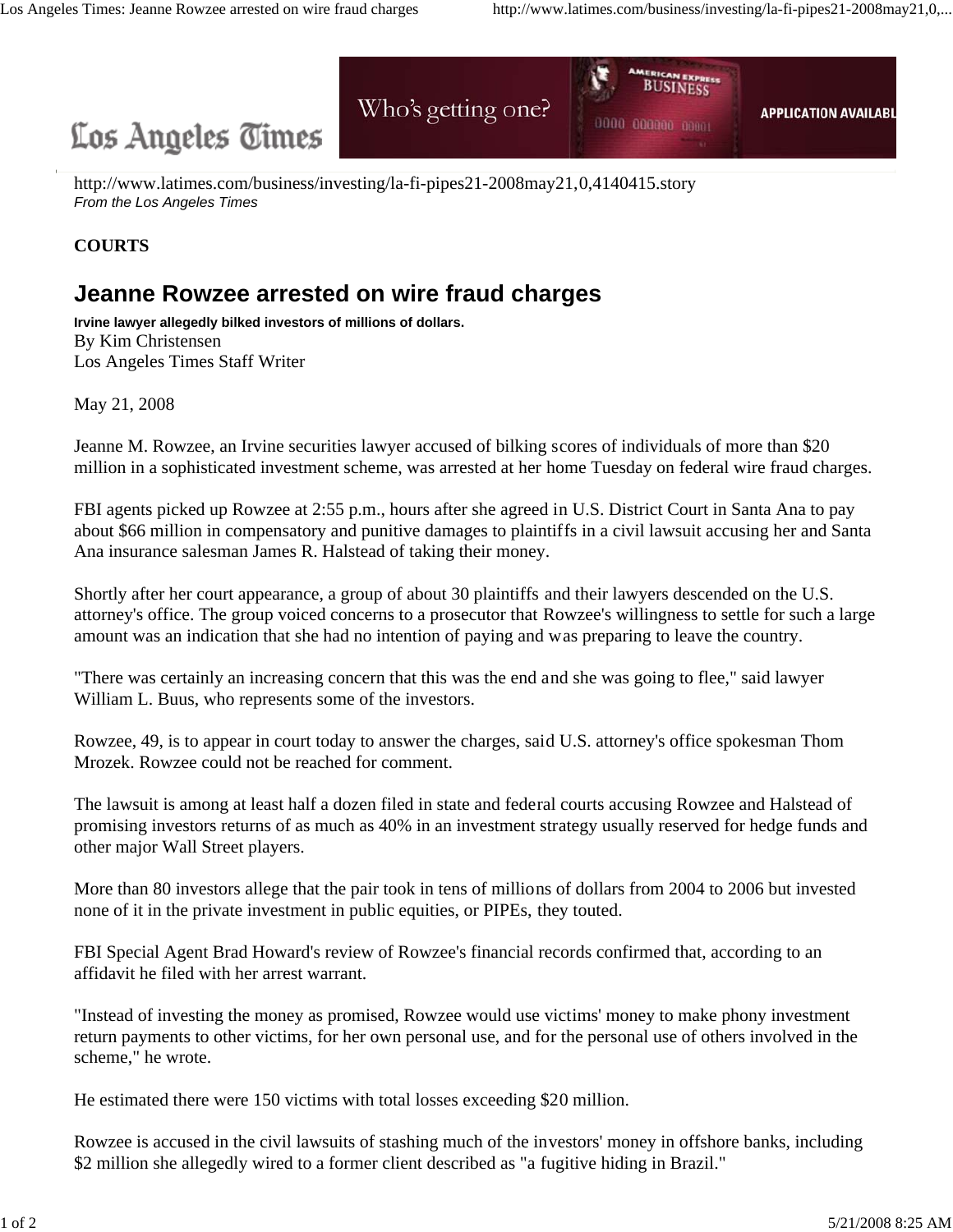http://www.latimes.com/business/investing/la-fi-pipes21-2008may21,0,4140415.story
*From the Los Angeles Times*

**COURTS**

# Jeanne Rowzee arrested on wire fraud charges

**Irvine lawyer allegedly bilked investors of millions of dollars.**

By Kim Christensen
Los Angeles Times Staff Writer

May 21, 2008

Jeanne M. Rowzee, an Irvine securities lawyer accused of bilking scores of individuals of more than $20 million in a sophisticated investment scheme, was arrested at her home Tuesday on federal wire fraud charges.

FBI agents picked up Rowzee at 2:55 p.m., hours after she agreed in U.S. District Court in Santa Ana to pay about $66 million in compensatory and punitive damages to plaintiffs in a civil lawsuit accusing her and Santa Ana insurance salesman James R. Halstead of taking their money.

Shortly after her court appearance, a group of about 30 plaintiffs and their lawyers descended on the U.S. attorney's office. The group voiced concerns to a prosecutor that Rowzee's willingness to settle for such a large amount was an indication that she had no intention of paying and was preparing to leave the country.

"There was certainly an increasing concern that this was the end and she was going to flee," said lawyer William L. Buus, who represents some of the investors.

Rowzee, 49, is to appear in court today to answer the charges, said U.S. attorney's office spokesman Thom Mrozek. Rowzee could not be reached for comment.

The lawsuit is among at least half a dozen filed in state and federal courts accusing Rowzee and Halstead of promising investors returns of as much as 40% in an investment strategy usually reserved for hedge funds and other major Wall Street players.

More than 80 investors allege that the pair took in tens of millions of dollars from 2004 to 2006 but invested none of it in the private investment in public equities, or PIPEs, they touted.

FBI Special Agent Brad Howard's review of Rowzee's financial records confirmed that, according to an affidavit he filed with her arrest warrant.

"Instead of investing the money as promised, Rowzee would use victims' money to make phony investment return payments to other victims, for her own personal use, and for the personal use of others involved in the scheme," he wrote.

He estimated there were 150 victims with total losses exceeding $20 million.

Rowzee is accused in the civil lawsuits of stashing much of the investors' money in offshore banks, including $2 million she allegedly wired to a former client described as "a fugitive hiding in Brazil."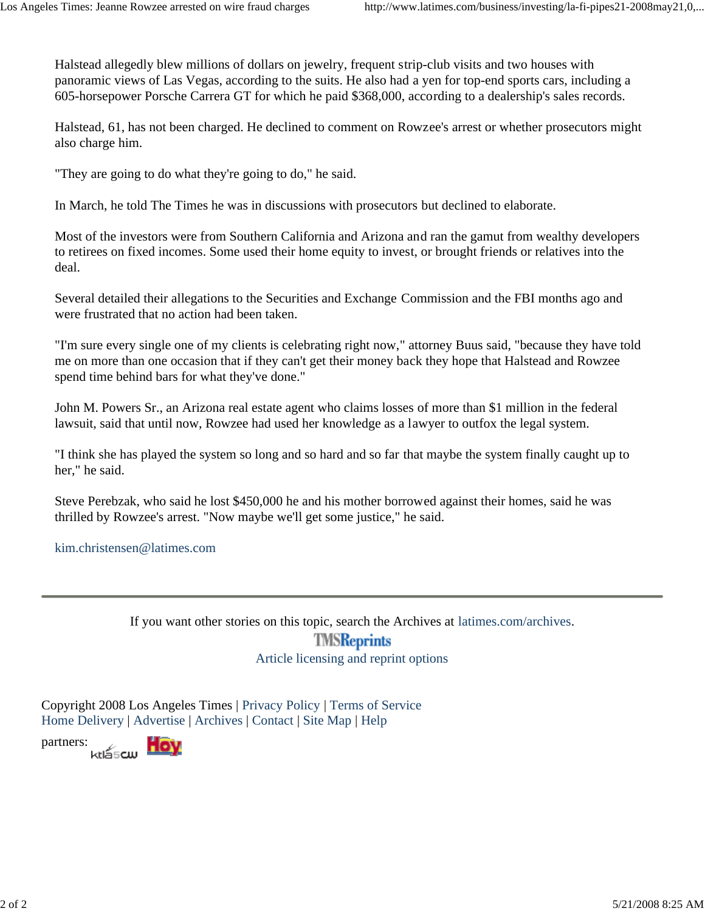Halstead allegedly blew millions of dollars on jewelry, frequent strip-club visits and two houses with panoramic views of Las Vegas, according to the suits. He also had a yen for top-end sports cars, including a 605-horsepower Porsche Carrera GT for which he paid $368,000, according to a dealership's sales records.

Halstead, 61, has not been charged. He declined to comment on Rowzee's arrest or whether prosecutors might also charge him.

"They are going to do what they're going to do," he said.

In March, he told The Times he was in discussions with prosecutors but declined to elaborate.

Most of the investors were from Southern California and Arizona and ran the gamut from wealthy developers to retirees on fixed incomes. Some used their home equity to invest, or brought friends or relatives into the deal.

Several detailed their allegations to the Securities and Exchange Commission and the FBI months ago and were frustrated that no action had been taken.

"I'm sure every single one of my clients is celebrating right now," attorney Buus said, "because they have told me on more than one occasion that if they can't get their money back they hope that Halstead and Rowzee spend time behind bars for what they've done."

John M. Powers Sr., an Arizona real estate agent who claims losses of more than $1 million in the federal lawsuit, said that until now, Rowzee had used her knowledge as a lawyer to outfox the legal system.

"I think she has played the system so long and so hard and so far that maybe the system finally caught up to her," he said.

Steve Perebzak, who said he lost $450,000 he and his mother borrowed against their homes, said he was thrilled by Rowzee's arrest. "Now maybe we'll get some justice," he said.

kim.christensen@latimes.com

---

If you want other stories on this topic, search the Archives at latimes.com/archives.

TMSReprints

Article licensing and reprint options

Copyright 2008 Los Angeles Times | Privacy Policy | Terms of Service
Home Delivery | Advertise | Archives | Contact | Site Map | Help

partners: ktla5cw Hoy